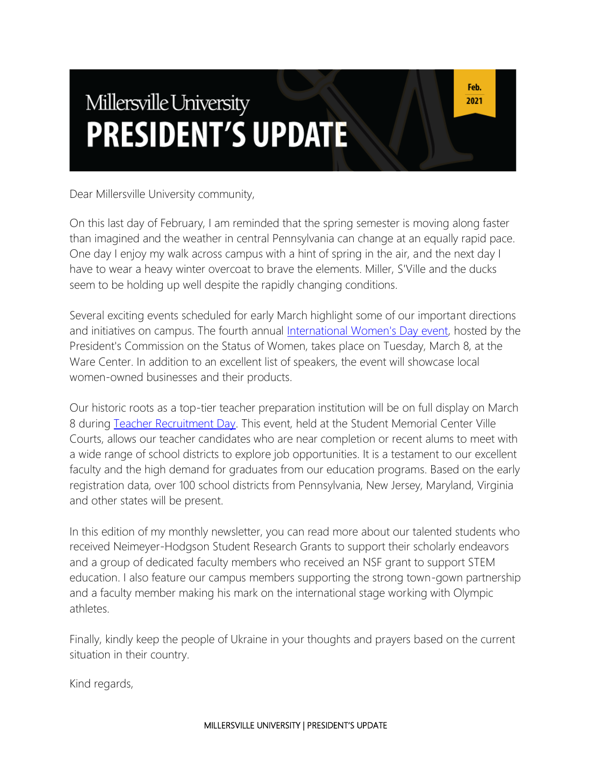Millersville University

# PRESIDENT'S UPDATE

Feb. 2021

Dear Millersville University community,

On this last day of February, I am reminded that the spring semester is moving along faster than imagined and the weather in central Pennsylvania can change at an equally rapid pace. One day I enjoy my walk across campus with a hint of spring in the air, and the next day I have to wear a heavy winter overcoat to brave the elements. Miller, S'Ville and the ducks seem to be holding up well despite the rapidly changing conditions.

Several exciting events scheduled for early March highlight some of our important directions and initiatives on campus. The fourth annual [International Women's Day event](), hosted by the President's Commission on the Status of Women, takes place on Tuesday, March 8, at the Ware Center. In addition to an excellent list of speakers, the event will showcase local women-owned businesses and their products.

Our historic roots as a top-tier teacher preparation institution will be on full display on March 8 during [Teacher Recruitment Day](). This event, held at the Student Memorial Center Ville Courts, allows our teacher candidates who are near completion or recent alums to meet with a wide range of school districts to explore job opportunities. It is a testament to our excellent faculty and the high demand for graduates from our education programs. Based on the early registration data, over 100 school districts from Pennsylvania, New Jersey, Maryland, Virginia and other states will be present.

In this edition of my monthly newsletter, you can read more about our talented students who received Neimeyer-Hodgson Student Research Grants to support their scholarly endeavors and a group of dedicated faculty members who received an NSF grant to support STEM education. I also feature our campus members supporting the strong town-gown partnership and a faculty member making his mark on the international stage working with Olympic athletes.

Finally, kindly keep the people of Ukraine in your thoughts and prayers based on the current situation in their country.

Kind regards,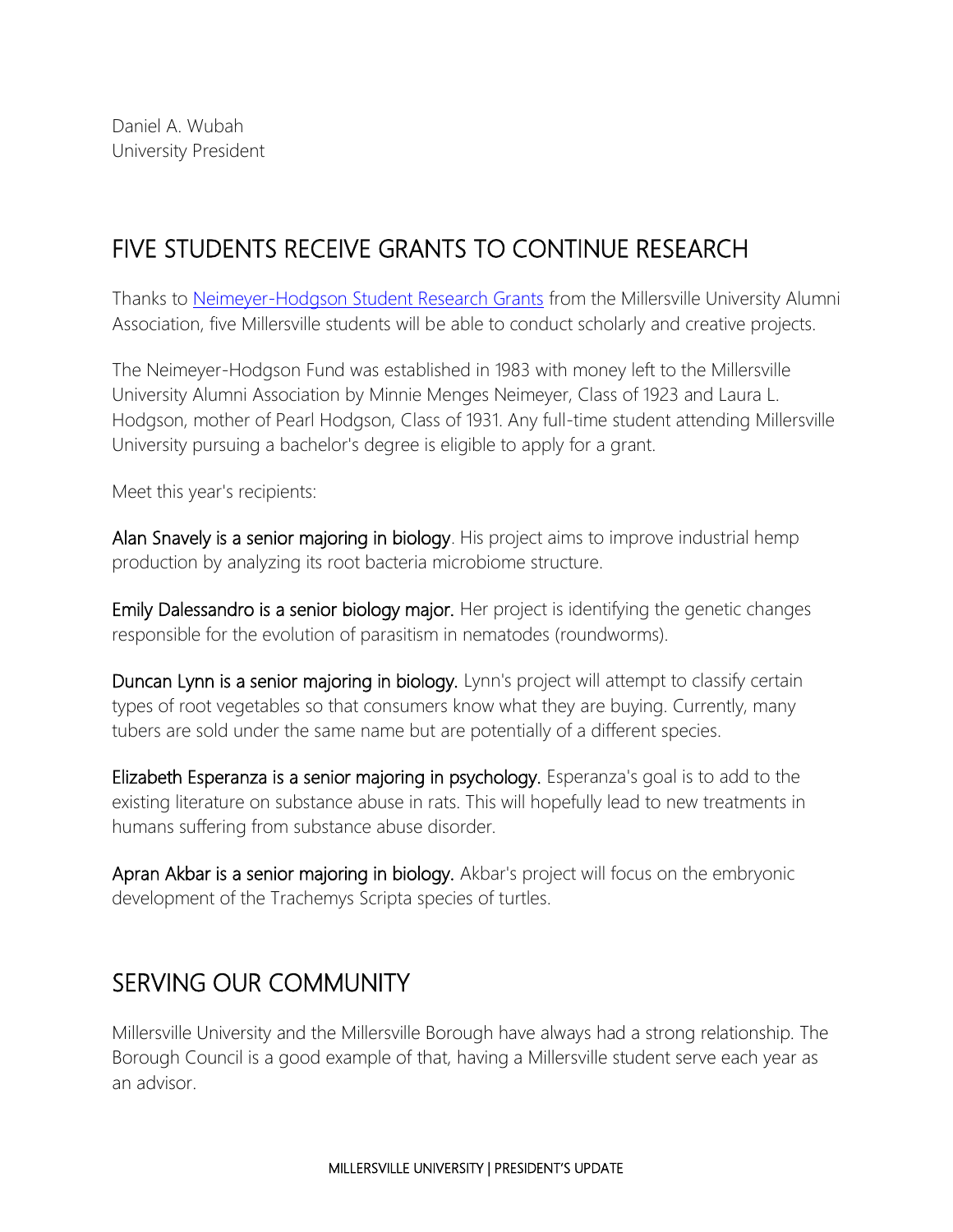Daniel A. Wubah
University President

## FIVE STUDENTS RECEIVE GRANTS TO CONTINUE RESEARCH

Thanks to [Neimeyer-Hodgson Student Research Grants]() from the Millersville University Alumni Association, five Millersville students will be able to conduct scholarly and creative projects.

The Neimeyer-Hodgson Fund was established in 1983 with money left to the Millersville University Alumni Association by Minnie Menges Neimeyer, Class of 1923 and Laura L. Hodgson, mother of Pearl Hodgson, Class of 1931. Any full-time student attending Millersville University pursuing a bachelor's degree is eligible to apply for a grant.

Meet this year's recipients:

**Alan Snavely is a senior majoring in biology**. His project aims to improve industrial hemp production by analyzing its root bacteria microbiome structure.

**Emily Dalessandro is a senior biology major.** Her project is identifying the genetic changes responsible for the evolution of parasitism in nematodes (roundworms).

**Duncan Lynn is a senior majoring in biology.** Lynn's project will attempt to classify certain types of root vegetables so that consumers know what they are buying. Currently, many tubers are sold under the same name but are potentially of a different species.

**Elizabeth Esperanza is a senior majoring in psychology.** Esperanza's goal is to add to the existing literature on substance abuse in rats. This will hopefully lead to new treatments in humans suffering from substance abuse disorder.

**Apran Akbar is a senior majoring in biology.** Akbar's project will focus on the embryonic development of the Trachemys Scripta species of turtles.

## SERVING OUR COMMUNITY

Millersville University and the Millersville Borough have always had a strong relationship. The Borough Council is a good example of that, having a Millersville student serve each year as an advisor.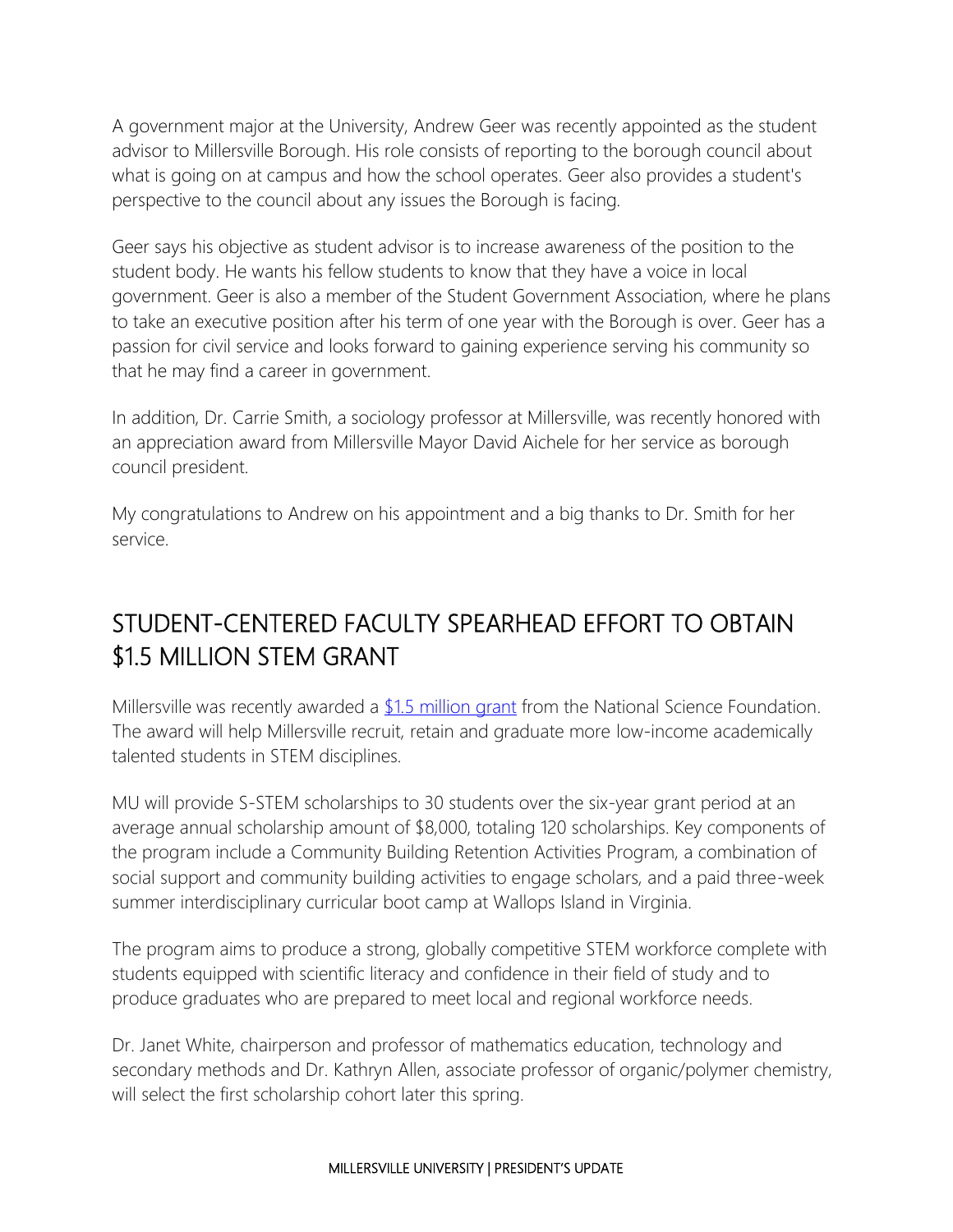A government major at the University, Andrew Geer was recently appointed as the student advisor to Millersville Borough. His role consists of reporting to the borough council about what is going on at campus and how the school operates. Geer also provides a student's perspective to the council about any issues the Borough is facing.

Geer says his objective as student advisor is to increase awareness of the position to the student body. He wants his fellow students to know that they have a voice in local government. Geer is also a member of the Student Government Association, where he plans to take an executive position after his term of one year with the Borough is over. Geer has a passion for civil service and looks forward to gaining experience serving his community so that he may find a career in government.

In addition, Dr. Carrie Smith, a sociology professor at Millersville, was recently honored with an appreciation award from Millersville Mayor David Aichele for her service as borough council president.

My congratulations to Andrew on his appointment and a big thanks to Dr. Smith for her service.

## STUDENT-CENTERED FACULTY SPEARHEAD EFFORT TO OBTAIN $1.5 MILLION STEM GRANT

Millersville was recently awarded a $1.5 million grant from the National Science Foundation. The award will help Millersville recruit, retain and graduate more low-income academically talented students in STEM disciplines.

MU will provide S-STEM scholarships to 30 students over the six-year grant period at an average annual scholarship amount of $8,000, totaling 120 scholarships. Key components of the program include a Community Building Retention Activities Program, a combination of social support and community building activities to engage scholars, and a paid three-week summer interdisciplinary curricular boot camp at Wallops Island in Virginia.

The program aims to produce a strong, globally competitive STEM workforce complete with students equipped with scientific literacy and confidence in their field of study and to produce graduates who are prepared to meet local and regional workforce needs.

Dr. Janet White, chairperson and professor of mathematics education, technology and secondary methods and Dr. Kathryn Allen, associate professor of organic/polymer chemistry, will select the first scholarship cohort later this spring.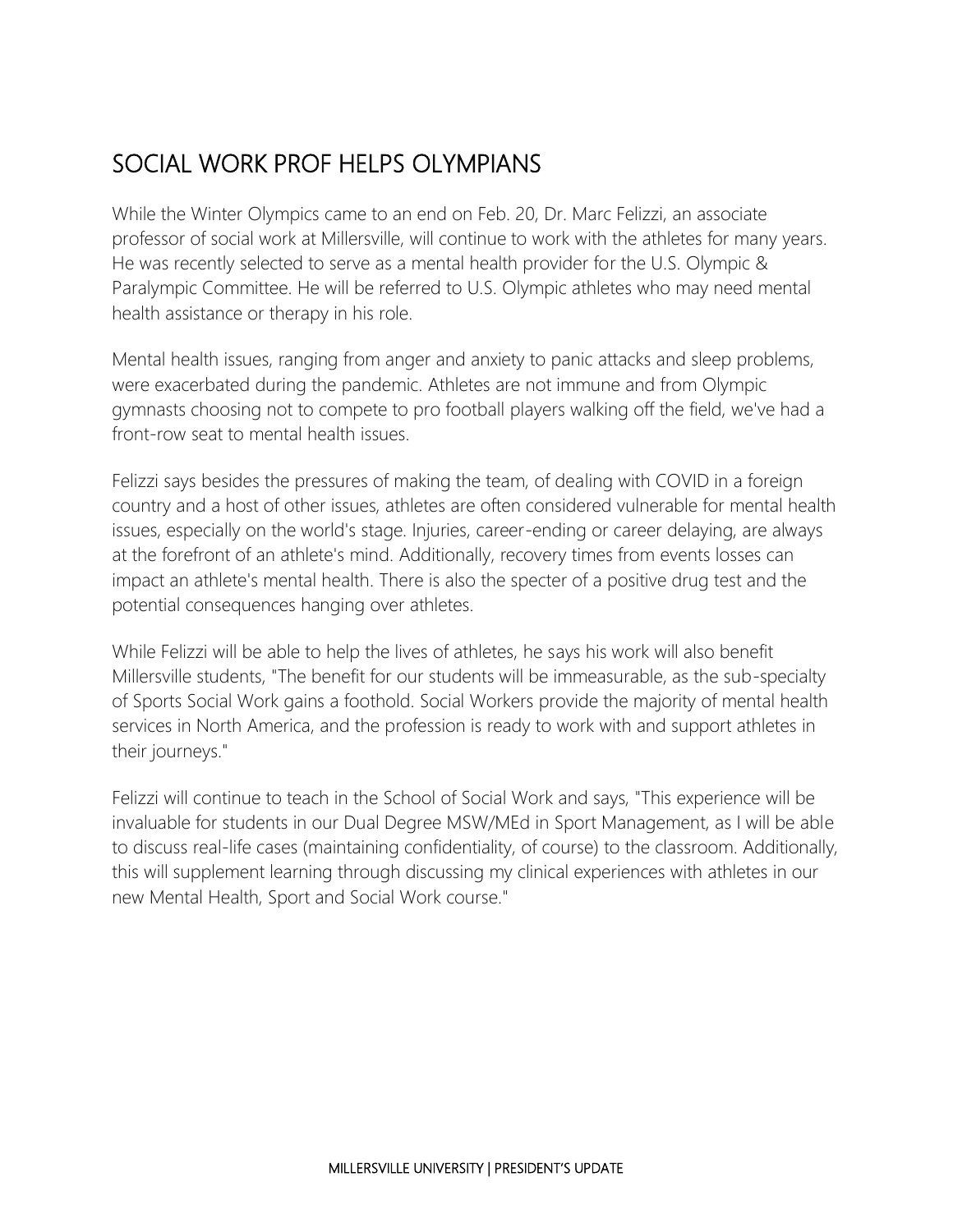## SOCIAL WORK PROF HELPS OLYMPIANS

While the Winter Olympics came to an end on Feb. 20, Dr. Marc Felizzi, an associate professor of social work at Millersville, will continue to work with the athletes for many years. He was recently selected to serve as a mental health provider for the U.S. Olympic & Paralympic Committee. He will be referred to U.S. Olympic athletes who may need mental health assistance or therapy in his role.

Mental health issues, ranging from anger and anxiety to panic attacks and sleep problems, were exacerbated during the pandemic. Athletes are not immune and from Olympic gymnasts choosing not to compete to pro football players walking off the field, we've had a front-row seat to mental health issues.

Felizzi says besides the pressures of making the team, of dealing with COVID in a foreign country and a host of other issues, athletes are often considered vulnerable for mental health issues, especially on the world's stage. Injuries, career-ending or career delaying, are always at the forefront of an athlete's mind. Additionally, recovery times from events losses can impact an athlete's mental health. There is also the specter of a positive drug test and the potential consequences hanging over athletes.

While Felizzi will be able to help the lives of athletes, he says his work will also benefit Millersville students, "The benefit for our students will be immeasurable, as the sub-specialty of Sports Social Work gains a foothold. Social Workers provide the majority of mental health services in North America, and the profession is ready to work with and support athletes in their journeys."

Felizzi will continue to teach in the School of Social Work and says, "This experience will be invaluable for students in our Dual Degree MSW/MEd in Sport Management, as I will be able to discuss real-life cases (maintaining confidentiality, of course) to the classroom. Additionally, this will supplement learning through discussing my clinical experiences with athletes in our new Mental Health, Sport and Social Work course."